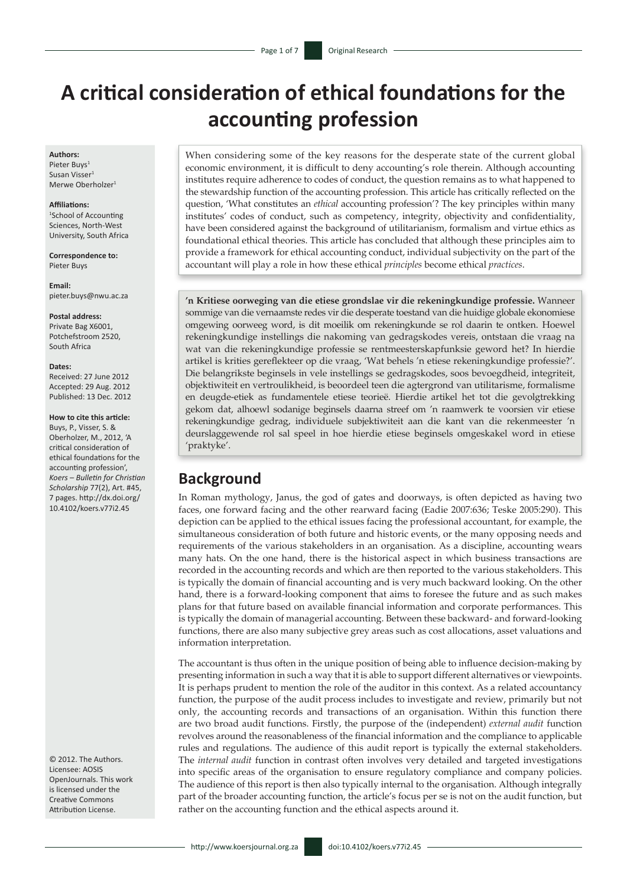# A critical consideration of ethical foundations for the accounting profession

**Authors:**
Pieter Buys[1]
Susan Visser[1]
Merwe Oberholzer[1]

**Affiliations:**
[1]School of Accounting Sciences, North-West University, South Africa

**Correspondence to:**
Pieter Buys

**Email:**
pieter.buys@nwu.ac.za

**Postal address:**
Private Bag X6001, Potchefstroom 2520, South Africa

**Dates:**
Received: 27 June 2012
Accepted: 29 Aug. 2012
Published: 13 Dec. 2012

**How to cite this article:**
Buys, P., Visser, S. & Oberholzer, M., 2012, 'A critical consideration of ethical foundations for the accounting profession', *Koers – Bulletin for Christian Scholarship* 77(2), Art. #45, 7 pages. http://dx.doi.org/10.4102/koers.v77i2.45

© 2012. The Authors. Licensee: AOSIS OpenJournals. This work is licensed under the Creative Commons Attribution License.

When considering some of the key reasons for the desperate state of the current global economic environment, it is difficult to deny accounting's role therein. Although accounting institutes require adherence to codes of conduct, the question remains as to what happened to the stewardship function of the accounting profession. This article has critically reflected on the question, 'What constitutes an *ethical* accounting profession'? The key principles within many institutes' codes of conduct, such as competency, integrity, objectivity and confidentiality, have been considered against the background of utilitarianism, formalism and virtue ethics as foundational ethical theories. This article has concluded that although these principles aim to provide a framework for ethical accounting conduct, individual subjectivity on the part of the accountant will play a role in how these ethical *principles* become ethical *practices*.

**'n Kritiese oorweging van die etiese grondslae vir die rekeningkundige professie.** Wanneer sommige van die vernaamste redes vir die desperate toestand van die huidige globale ekonomiese omgewing oorweeg word, is dit moeilik om rekeningkunde se rol daarin te ontken. Hoewel rekeningkundige instellings die nakoming van gedragskodes vereis, ontstaan die vraag na wat van die rekeningkundige professie se rentmeesterskapfunksie geword het? In hierdie artikel is krities gereflekteer op die vraag, 'Wat behels 'n etiese rekeningkundige professie?'. Die belangrikste beginsels in vele instellings se gedragskodes, soos bevoegdheid, integriteit, objektiwiteit en vertroulikheid, is beoordeel teen die agtergrond van utilitarisme, formalisme en deugde-etiek as fundamentele etiese teorieë. Hierdie artikel het tot die gevolgtrekking gekom dat, alhoewl sodanige beginsels daarna streef om 'n raamwerk te voorsien vir etiese rekeningkundige gedrag, individuele subjektiwiteit aan die kant van die rekenmeester 'n deurslaggewende rol sal speel in hoe hierdie etiese beginsels omgeskakel word in etiese 'praktyke'.

## Background

In Roman mythology, Janus, the god of gates and doorways, is often depicted as having two faces, one forward facing and the other rearward facing (Eadie 2007:636; Teske 2005:290). This depiction can be applied to the ethical issues facing the professional accountant, for example, the simultaneous consideration of both future and historic events, or the many opposing needs and requirements of the various stakeholders in an organisation. As a discipline, accounting wears many hats. On the one hand, there is the historical aspect in which business transactions are recorded in the accounting records and which are then reported to the various stakeholders. This is typically the domain of financial accounting and is very much backward looking. On the other hand, there is a forward-looking component that aims to foresee the future and as such makes plans for that future based on available financial information and corporate performances. This is typically the domain of managerial accounting. Between these backward- and forward-looking functions, there are also many subjective grey areas such as cost allocations, asset valuations and information interpretation.

The accountant is thus often in the unique position of being able to influence decision-making by presenting information in such a way that it is able to support different alternatives or viewpoints. It is perhaps prudent to mention the role of the auditor in this context. As a related accountancy function, the purpose of the audit process includes to investigate and review, primarily but not only, the accounting records and transactions of an organisation. Within this function there are two broad audit functions. Firstly, the purpose of the (independent) *external audit* function revolves around the reasonableness of the financial information and the compliance to applicable rules and regulations. The audience of this audit report is typically the external stakeholders. The *internal audit* function in contrast often involves very detailed and targeted investigations into specific areas of the organisation to ensure regulatory compliance and company policies. The audience of this report is then also typically internal to the organisation. Although integrally part of the broader accounting function, the article's focus per se is not on the audit function, but rather on the accounting function and the ethical aspects around it.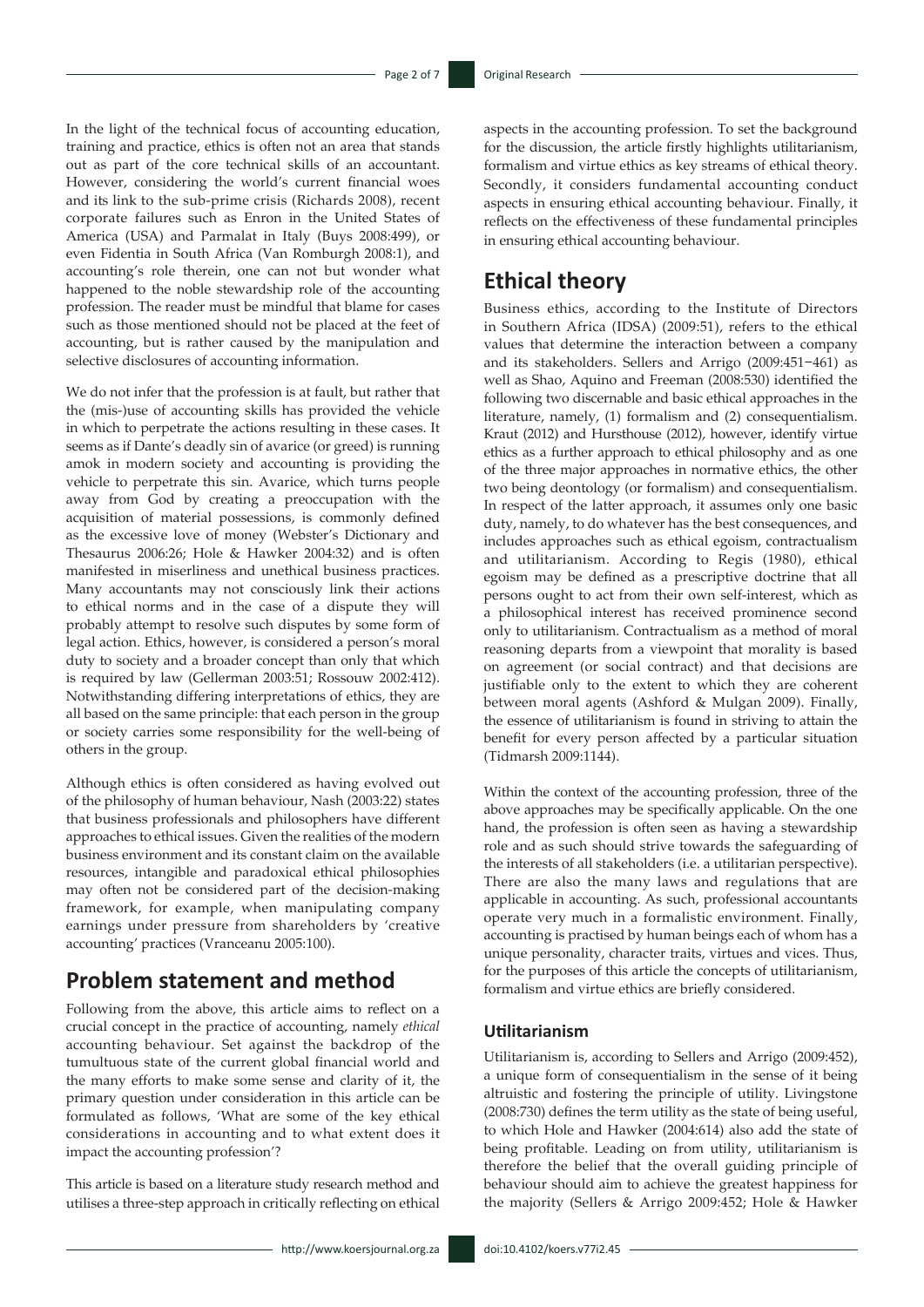In the light of the technical focus of accounting education, training and practice, ethics is often not an area that stands out as part of the core technical skills of an accountant. However, considering the world's current financial woes and its link to the sub-prime crisis (Richards 2008), recent corporate failures such as Enron in the United States of America (USA) and Parmalat in Italy (Buys 2008:499), or even Fidentia in South Africa (Van Romburgh 2008:1), and accounting's role therein, one can not but wonder what happened to the noble stewardship role of the accounting profession. The reader must be mindful that blame for cases such as those mentioned should not be placed at the feet of accounting, but is rather caused by the manipulation and selective disclosures of accounting information.

We do not infer that the profession is at fault, but rather that the (mis-)use of accounting skills has provided the vehicle in which to perpetrate the actions resulting in these cases. It seems as if Dante's deadly sin of avarice (or greed) is running amok in modern society and accounting is providing the vehicle to perpetrate this sin. Avarice, which turns people away from God by creating a preoccupation with the acquisition of material possessions, is commonly defined as the excessive love of money (Webster's Dictionary and Thesaurus 2006:26; Hole & Hawker 2004:32) and is often manifested in miserliness and unethical business practices. Many accountants may not consciously link their actions to ethical norms and in the case of a dispute they will probably attempt to resolve such disputes by some form of legal action. Ethics, however, is considered a person's moral duty to society and a broader concept than only that which is required by law (Gellerman 2003:51; Rossouw 2002:412). Notwithstanding differing interpretations of ethics, they are all based on the same principle: that each person in the group or society carries some responsibility for the well-being of others in the group.

Although ethics is often considered as having evolved out of the philosophy of human behaviour, Nash (2003:22) states that business professionals and philosophers have different approaches to ethical issues. Given the realities of the modern business environment and its constant claim on the available resources, intangible and paradoxical ethical philosophies may often not be considered part of the decision-making framework, for example, when manipulating company earnings under pressure from shareholders by 'creative accounting' practices (Vranceanu 2005:100).

## Problem statement and method

Following from the above, this article aims to reflect on a crucial concept in the practice of accounting, namely *ethical* accounting behaviour. Set against the backdrop of the tumultuous state of the current global financial world and the many efforts to make some sense and clarity of it, the primary question under consideration in this article can be formulated as follows, 'What are some of the key ethical considerations in accounting and to what extent does it impact the accounting profession'?

This article is based on a literature study research method and utilises a three-step approach in critically reflecting on ethical aspects in the accounting profession. To set the background for the discussion, the article firstly highlights utilitarianism, formalism and virtue ethics as key streams of ethical theory. Secondly, it considers fundamental accounting conduct aspects in ensuring ethical accounting behaviour. Finally, it reflects on the effectiveness of these fundamental principles in ensuring ethical accounting behaviour.

## Ethical theory

Business ethics, according to the Institute of Directors in Southern Africa (IDSA) (2009:51), refers to the ethical values that determine the interaction between a company and its stakeholders. Sellers and Arrigo (2009:451−461) as well as Shao, Aquino and Freeman (2008:530) identified the following two discernable and basic ethical approaches in the literature, namely, (1) formalism and (2) consequentialism. Kraut (2012) and Hursthouse (2012), however, identify virtue ethics as a further approach to ethical philosophy and as one of the three major approaches in normative ethics, the other two being deontology (or formalism) and consequentialism. In respect of the latter approach, it assumes only one basic duty, namely, to do whatever has the best consequences, and includes approaches such as ethical egoism, contractualism and utilitarianism. According to Regis (1980), ethical egoism may be defined as a prescriptive doctrine that all persons ought to act from their own self-interest, which as a philosophical interest has received prominence second only to utilitarianism. Contractualism as a method of moral reasoning departs from a viewpoint that morality is based on agreement (or social contract) and that decisions are justifiable only to the extent to which they are coherent between moral agents (Ashford & Mulgan 2009). Finally, the essence of utilitarianism is found in striving to attain the benefit for every person affected by a particular situation (Tidmarsh 2009:1144).

Within the context of the accounting profession, three of the above approaches may be specifically applicable. On the one hand, the profession is often seen as having a stewardship role and as such should strive towards the safeguarding of the interests of all stakeholders (i.e. a utilitarian perspective). There are also the many laws and regulations that are applicable in accounting. As such, professional accountants operate very much in a formalistic environment. Finally, accounting is practised by human beings each of whom has a unique personality, character traits, virtues and vices. Thus, for the purposes of this article the concepts of utilitarianism, formalism and virtue ethics are briefly considered.

### Utilitarianism

Utilitarianism is, according to Sellers and Arrigo (2009:452), a unique form of consequentialism in the sense of it being altruistic and fostering the principle of utility. Livingstone (2008:730) defines the term utility as the state of being useful, to which Hole and Hawker (2004:614) also add the state of being profitable. Leading on from utility, utilitarianism is therefore the belief that the overall guiding principle of behaviour should aim to achieve the greatest happiness for the majority (Sellers & Arrigo 2009:452; Hole & Hawker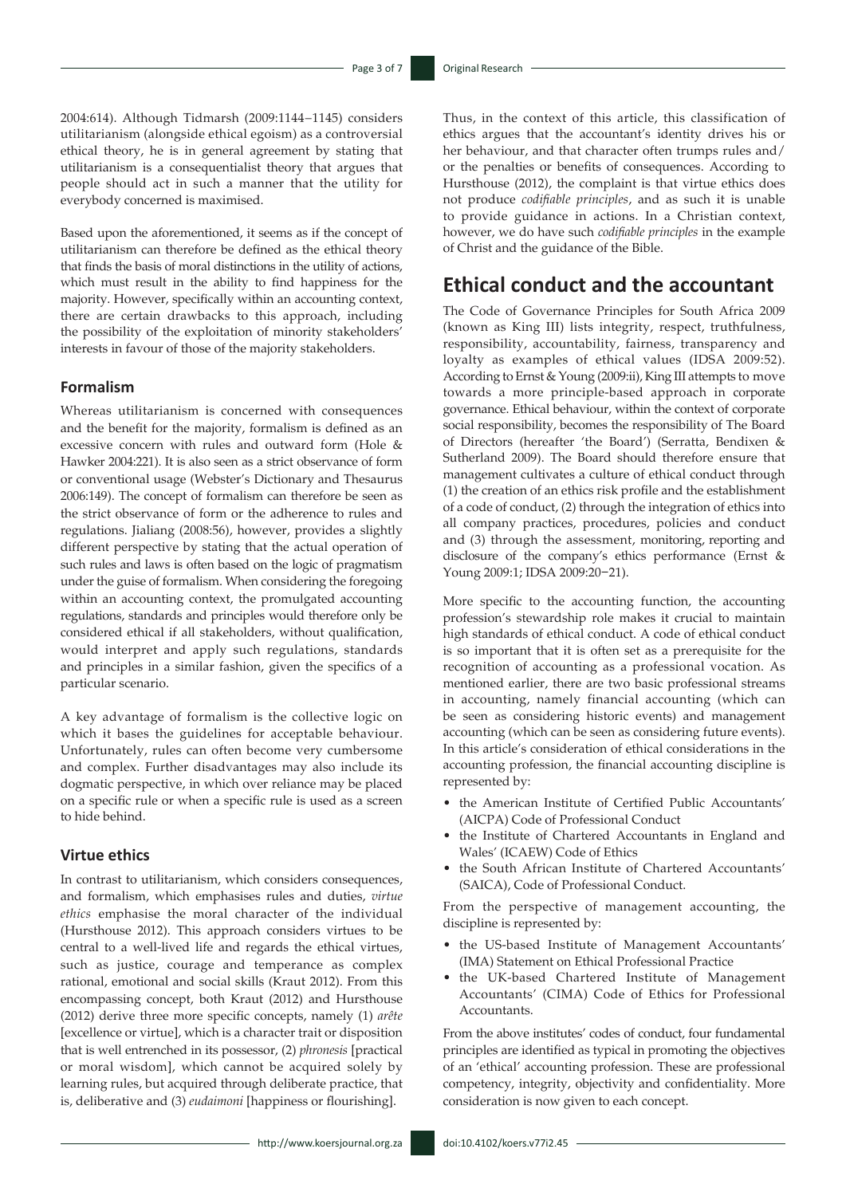2004:614). Although Tidmarsh (2009:1144−1145) considers utilitarianism (alongside ethical egoism) as a controversial ethical theory, he is in general agreement by stating that utilitarianism is a consequentialist theory that argues that people should act in such a manner that the utility for everybody concerned is maximised.

Based upon the aforementioned, it seems as if the concept of utilitarianism can therefore be defined as the ethical theory that finds the basis of moral distinctions in the utility of actions, which must result in the ability to find happiness for the majority. However, specifically within an accounting context, there are certain drawbacks to this approach, including the possibility of the exploitation of minority stakeholders' interests in favour of those of the majority stakeholders.

### Formalism

Whereas utilitarianism is concerned with consequences and the benefit for the majority, formalism is defined as an excessive concern with rules and outward form (Hole & Hawker 2004:221). It is also seen as a strict observance of form or conventional usage (Webster's Dictionary and Thesaurus 2006:149). The concept of formalism can therefore be seen as the strict observance of form or the adherence to rules and regulations. Jialiang (2008:56), however, provides a slightly different perspective by stating that the actual operation of such rules and laws is often based on the logic of pragmatism under the guise of formalism. When considering the foregoing within an accounting context, the promulgated accounting regulations, standards and principles would therefore only be considered ethical if all stakeholders, without qualification, would interpret and apply such regulations, standards and principles in a similar fashion, given the specifics of a particular scenario.

A key advantage of formalism is the collective logic on which it bases the guidelines for acceptable behaviour. Unfortunately, rules can often become very cumbersome and complex. Further disadvantages may also include its dogmatic perspective, in which over reliance may be placed on a specific rule or when a specific rule is used as a screen to hide behind.

### Virtue ethics

In contrast to utilitarianism, which considers consequences, and formalism, which emphasises rules and duties, *virtue ethics* emphasise the moral character of the individual (Hursthouse 2012). This approach considers virtues to be central to a well-lived life and regards the ethical virtues, such as justice, courage and temperance as complex rational, emotional and social skills (Kraut 2012). From this encompassing concept, both Kraut (2012) and Hursthouse (2012) derive three more specific concepts, namely (1) *arête* [excellence or virtue], which is a character trait or disposition that is well entrenched in its possessor, (2) *phronesis* [practical or moral wisdom], which cannot be acquired solely by learning rules, but acquired through deliberate practice, that is, deliberative and (3) *eudaimoni* [happiness or flourishing].

Thus, in the context of this article, this classification of ethics argues that the accountant's identity drives his or her behaviour, and that character often trumps rules and/or the penalties or benefits of consequences. According to Hursthouse (2012), the complaint is that virtue ethics does not produce *codifiable principles*, and as such it is unable to provide guidance in actions. In a Christian context, however, we do have such *codifiable principles* in the example of Christ and the guidance of the Bible.

## Ethical conduct and the accountant

The Code of Governance Principles for South Africa 2009 (known as King III) lists integrity, respect, truthfulness, responsibility, accountability, fairness, transparency and loyalty as examples of ethical values (IDSA 2009:52). According to Ernst & Young (2009:ii), King III attempts to move towards a more principle-based approach in corporate governance. Ethical behaviour, within the context of corporate social responsibility, becomes the responsibility of The Board of Directors (hereafter 'the Board') (Serratta, Bendixen & Sutherland 2009). The Board should therefore ensure that management cultivates a culture of ethical conduct through (1) the creation of an ethics risk profile and the establishment of a code of conduct, (2) through the integration of ethics into all company practices, procedures, policies and conduct and (3) through the assessment, monitoring, reporting and disclosure of the company's ethics performance (Ernst & Young 2009:1; IDSA 2009:20−21).

More specific to the accounting function, the accounting profession's stewardship role makes it crucial to maintain high standards of ethical conduct. A code of ethical conduct is so important that it is often set as a prerequisite for the recognition of accounting as a professional vocation. As mentioned earlier, there are two basic professional streams in accounting, namely financial accounting (which can be seen as considering historic events) and management accounting (which can be seen as considering future events). In this article's consideration of ethical considerations in the accounting profession, the financial accounting discipline is represented by:

- the American Institute of Certified Public Accountants' (AICPA) Code of Professional Conduct
- the Institute of Chartered Accountants in England and Wales' (ICAEW) Code of Ethics
- the South African Institute of Chartered Accountants' (SAICA), Code of Professional Conduct.

From the perspective of management accounting, the discipline is represented by:

- the US-based Institute of Management Accountants' (IMA) Statement on Ethical Professional Practice
- the UK-based Chartered Institute of Management Accountants' (CIMA) Code of Ethics for Professional Accountants.

From the above institutes' codes of conduct, four fundamental principles are identified as typical in promoting the objectives of an 'ethical' accounting profession. These are professional competency, integrity, objectivity and confidentiality. More consideration is now given to each concept.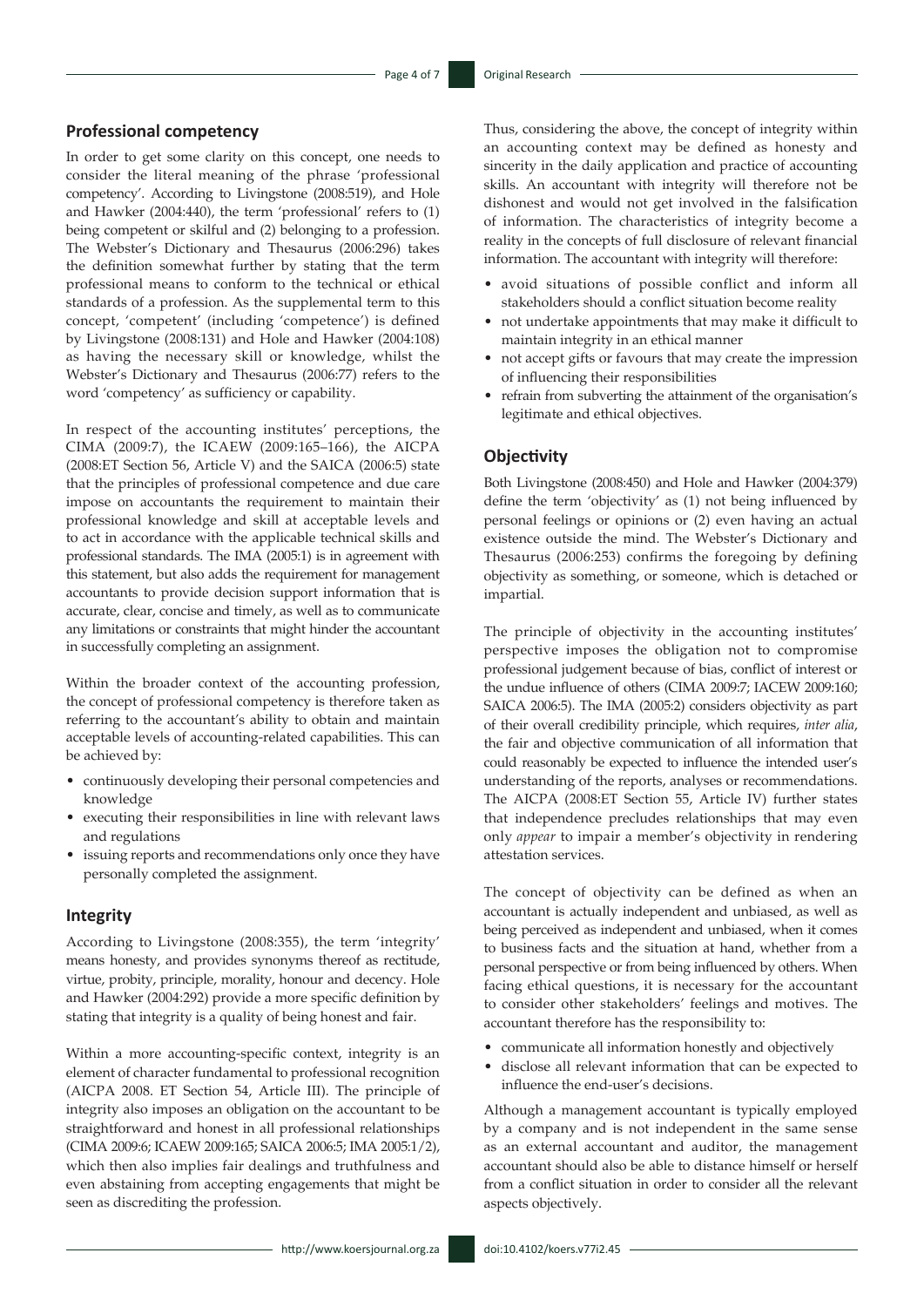## Professional competency

In order to get some clarity on this concept, one needs to consider the literal meaning of the phrase 'professional competency'. According to Livingstone (2008:519), and Hole and Hawker (2004:440), the term 'professional' refers to (1) being competent or skilful and (2) belonging to a profession. The Webster's Dictionary and Thesaurus (2006:296) takes the definition somewhat further by stating that the term professional means to conform to the technical or ethical standards of a profession. As the supplemental term to this concept, 'competent' (including 'competence') is defined by Livingstone (2008:131) and Hole and Hawker (2004:108) as having the necessary skill or knowledge, whilst the Webster's Dictionary and Thesaurus (2006:77) refers to the word 'competency' as sufficiency or capability.

In respect of the accounting institutes' perceptions, the CIMA (2009:7), the ICAEW (2009:165–166), the AICPA (2008:ET Section 56, Article V) and the SAICA (2006:5) state that the principles of professional competence and due care impose on accountants the requirement to maintain their professional knowledge and skill at acceptable levels and to act in accordance with the applicable technical skills and professional standards. The IMA (2005:1) is in agreement with this statement, but also adds the requirement for management accountants to provide decision support information that is accurate, clear, concise and timely, as well as to communicate any limitations or constraints that might hinder the accountant in successfully completing an assignment.

Within the broader context of the accounting profession, the concept of professional competency is therefore taken as referring to the accountant's ability to obtain and maintain acceptable levels of accounting-related capabilities. This can be achieved by:

- continuously developing their personal competencies and knowledge
- executing their responsibilities in line with relevant laws and regulations
- issuing reports and recommendations only once they have personally completed the assignment.

## Integrity

According to Livingstone (2008:355), the term 'integrity' means honesty, and provides synonyms thereof as rectitude, virtue, probity, principle, morality, honour and decency. Hole and Hawker (2004:292) provide a more specific definition by stating that integrity is a quality of being honest and fair.

Within a more accounting-specific context, integrity is an element of character fundamental to professional recognition (AICPA 2008. ET Section 54, Article III). The principle of integrity also imposes an obligation on the accountant to be straightforward and honest in all professional relationships (CIMA 2009:6; ICAEW 2009:165; SAICA 2006:5; IMA 2005:1/2), which then also implies fair dealings and truthfulness and even abstaining from accepting engagements that might be seen as discrediting the profession.

Thus, considering the above, the concept of integrity within an accounting context may be defined as honesty and sincerity in the daily application and practice of accounting skills. An accountant with integrity will therefore not be dishonest and would not get involved in the falsification of information. The characteristics of integrity become a reality in the concepts of full disclosure of relevant financial information. The accountant with integrity will therefore:

- avoid situations of possible conflict and inform all stakeholders should a conflict situation become reality
- not undertake appointments that may make it difficult to maintain integrity in an ethical manner
- not accept gifts or favours that may create the impression of influencing their responsibilities
- refrain from subverting the attainment of the organisation's legitimate and ethical objectives.

## Objectivity

Both Livingstone (2008:450) and Hole and Hawker (2004:379) define the term 'objectivity' as (1) not being influenced by personal feelings or opinions or (2) even having an actual existence outside the mind. The Webster's Dictionary and Thesaurus (2006:253) confirms the foregoing by defining objectivity as something, or someone, which is detached or impartial.

The principle of objectivity in the accounting institutes' perspective imposes the obligation not to compromise professional judgement because of bias, conflict of interest or the undue influence of others (CIMA 2009:7; IACEW 2009:160; SAICA 2006:5). The IMA (2005:2) considers objectivity as part of their overall credibility principle, which requires, *inter alia*, the fair and objective communication of all information that could reasonably be expected to influence the intended user's understanding of the reports, analyses or recommendations. The AICPA (2008:ET Section 55, Article IV) further states that independence precludes relationships that may even only *appear* to impair a member's objectivity in rendering attestation services.

The concept of objectivity can be defined as when an accountant is actually independent and unbiased, as well as being perceived as independent and unbiased, when it comes to business facts and the situation at hand, whether from a personal perspective or from being influenced by others. When facing ethical questions, it is necessary for the accountant to consider other stakeholders' feelings and motives. The accountant therefore has the responsibility to:

- communicate all information honestly and objectively
- disclose all relevant information that can be expected to influence the end-user's decisions.

Although a management accountant is typically employed by a company and is not independent in the same sense as an external accountant and auditor, the management accountant should also be able to distance himself or herself from a conflict situation in order to consider all the relevant aspects objectively.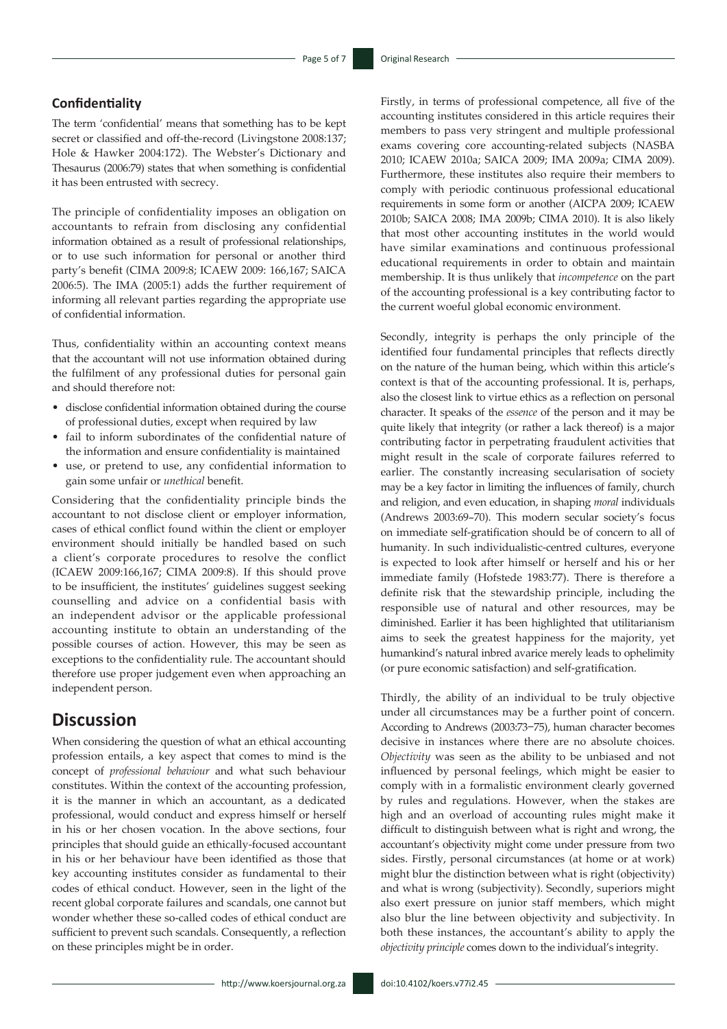### Confidentiality

The term 'confidential' means that something has to be kept secret or classified and off-the-record (Livingstone 2008:137; Hole & Hawker 2004:172). The Webster's Dictionary and Thesaurus (2006:79) states that when something is confidential it has been entrusted with secrecy.

The principle of confidentiality imposes an obligation on accountants to refrain from disclosing any confidential information obtained as a result of professional relationships, or to use such information for personal or another third party's benefit (CIMA 2009:8; ICAEW 2009: 166,167; SAICA 2006:5). The IMA (2005:1) adds the further requirement of informing all relevant parties regarding the appropriate use of confidential information.

Thus, confidentiality within an accounting context means that the accountant will not use information obtained during the fulfilment of any professional duties for personal gain and should therefore not:

- disclose confidential information obtained during the course of professional duties, except when required by law
- fail to inform subordinates of the confidential nature of the information and ensure confidentiality is maintained
- use, or pretend to use, any confidential information to gain some unfair or *unethical* benefit.

Considering that the confidentiality principle binds the accountant to not disclose client or employer information, cases of ethical conflict found within the client or employer environment should initially be handled based on such a client's corporate procedures to resolve the conflict (ICAEW 2009:166,167; CIMA 2009:8). If this should prove to be insufficient, the institutes' guidelines suggest seeking counselling and advice on a confidential basis with an independent advisor or the applicable professional accounting institute to obtain an understanding of the possible courses of action. However, this may be seen as exceptions to the confidentiality rule. The accountant should therefore use proper judgement even when approaching an independent person.

## Discussion

When considering the question of what an ethical accounting profession entails, a key aspect that comes to mind is the concept of *professional behaviour* and what such behaviour constitutes. Within the context of the accounting profession, it is the manner in which an accountant, as a dedicated professional, would conduct and express himself or herself in his or her chosen vocation. In the above sections, four principles that should guide an ethically-focused accountant in his or her behaviour have been identified as those that key accounting institutes consider as fundamental to their codes of ethical conduct. However, seen in the light of the recent global corporate failures and scandals, one cannot but wonder whether these so-called codes of ethical conduct are sufficient to prevent such scandals. Consequently, a reflection on these principles might be in order.

Firstly, in terms of professional competence, all five of the accounting institutes considered in this article requires their members to pass very stringent and multiple professional exams covering core accounting-related subjects (NASBA 2010; ICAEW 2010a; SAICA 2009; IMA 2009a; CIMA 2009). Furthermore, these institutes also require their members to comply with periodic continuous professional educational requirements in some form or another (AICPA 2009; ICAEW 2010b; SAICA 2008; IMA 2009b; CIMA 2010). It is also likely that most other accounting institutes in the world would have similar examinations and continuous professional educational requirements in order to obtain and maintain membership. It is thus unlikely that *incompetence* on the part of the accounting professional is a key contributing factor to the current woeful global economic environment.

Secondly, integrity is perhaps the only principle of the identified four fundamental principles that reflects directly on the nature of the human being, which within this article's context is that of the accounting professional. It is, perhaps, also the closest link to virtue ethics as a reflection on personal character. It speaks of the *essence* of the person and it may be quite likely that integrity (or rather a lack thereof) is a major contributing factor in perpetrating fraudulent activities that might result in the scale of corporate failures referred to earlier. The constantly increasing secularisation of society may be a key factor in limiting the influences of family, church and religion, and even education, in shaping *moral* individuals (Andrews 2003:69–70). This modern secular society's focus on immediate self-gratification should be of concern to all of humanity. In such individualistic-centred cultures, everyone is expected to look after himself or herself and his or her immediate family (Hofstede 1983:77). There is therefore a definite risk that the stewardship principle, including the responsible use of natural and other resources, may be diminished. Earlier it has been highlighted that utilitarianism aims to seek the greatest happiness for the majority, yet humankind's natural inbred avarice merely leads to ophelimity (or pure economic satisfaction) and self-gratification.

Thirdly, the ability of an individual to be truly objective under all circumstances may be a further point of concern. According to Andrews (2003:73–75), human character becomes decisive in instances where there are no absolute choices. *Objectivity* was seen as the ability to be unbiased and not influenced by personal feelings, which might be easier to comply with in a formalistic environment clearly governed by rules and regulations. However, when the stakes are high and an overload of accounting rules might make it difficult to distinguish between what is right and wrong, the accountant's objectivity might come under pressure from two sides. Firstly, personal circumstances (at home or at work) might blur the distinction between what is right (objectivity) and what is wrong (subjectivity). Secondly, superiors might also exert pressure on junior staff members, which might also blur the line between objectivity and subjectivity. In both these instances, the accountant's ability to apply the *objectivity principle* comes down to the individual's integrity.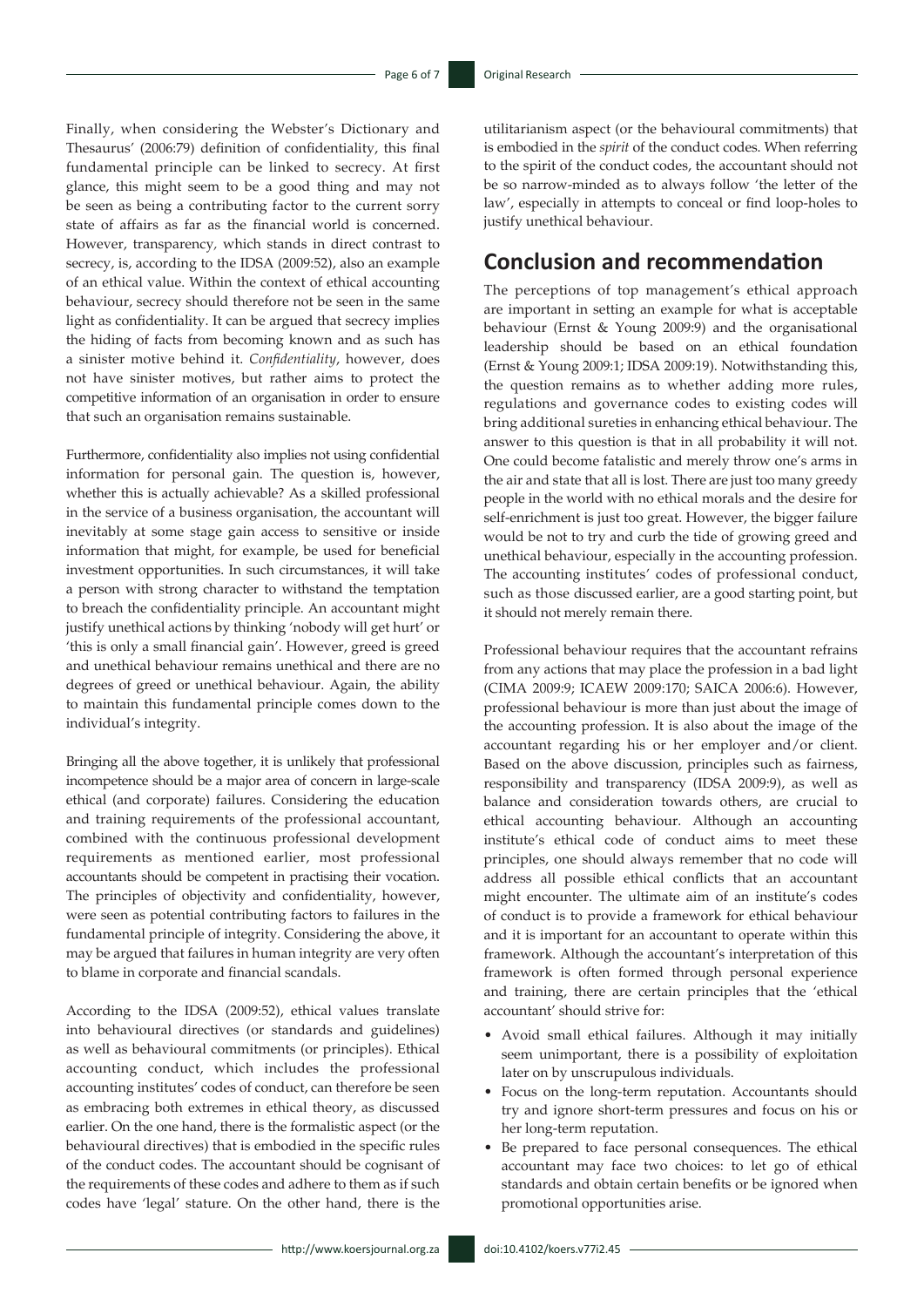Finally, when considering the Webster's Dictionary and Thesaurus' (2006:79) definition of confidentiality, this final fundamental principle can be linked to secrecy. At first glance, this might seem to be a good thing and may not be seen as being a contributing factor to the current sorry state of affairs as far as the financial world is concerned. However, transparency, which stands in direct contrast to secrecy, is, according to the IDSA (2009:52), also an example of an ethical value. Within the context of ethical accounting behaviour, secrecy should therefore not be seen in the same light as confidentiality. It can be argued that secrecy implies the hiding of facts from becoming known and as such has a sinister motive behind it. *Confidentiality*, however, does not have sinister motives, but rather aims to protect the competitive information of an organisation in order to ensure that such an organisation remains sustainable.

Furthermore, confidentiality also implies not using confidential information for personal gain. The question is, however, whether this is actually achievable? As a skilled professional in the service of a business organisation, the accountant will inevitably at some stage gain access to sensitive or inside information that might, for example, be used for beneficial investment opportunities. In such circumstances, it will take a person with strong character to withstand the temptation to breach the confidentiality principle. An accountant might justify unethical actions by thinking 'nobody will get hurt' or 'this is only a small financial gain'. However, greed is greed and unethical behaviour remains unethical and there are no degrees of greed or unethical behaviour. Again, the ability to maintain this fundamental principle comes down to the individual's integrity.

Bringing all the above together, it is unlikely that professional incompetence should be a major area of concern in large-scale ethical (and corporate) failures. Considering the education and training requirements of the professional accountant, combined with the continuous professional development requirements as mentioned earlier, most professional accountants should be competent in practising their vocation. The principles of objectivity and confidentiality, however, were seen as potential contributing factors to failures in the fundamental principle of integrity. Considering the above, it may be argued that failures in human integrity are very often to blame in corporate and financial scandals.

According to the IDSA (2009:52), ethical values translate into behavioural directives (or standards and guidelines) as well as behavioural commitments (or principles). Ethical accounting conduct, which includes the professional accounting institutes' codes of conduct, can therefore be seen as embracing both extremes in ethical theory, as discussed earlier. On the one hand, there is the formalistic aspect (or the behavioural directives) that is embodied in the specific rules of the conduct codes. The accountant should be cognisant of the requirements of these codes and adhere to them as if such codes have 'legal' stature. On the other hand, there is the utilitarianism aspect (or the behavioural commitments) that is embodied in the *spirit* of the conduct codes. When referring to the spirit of the conduct codes, the accountant should not be so narrow-minded as to always follow 'the letter of the law', especially in attempts to conceal or find loop-holes to justify unethical behaviour.

## Conclusion and recommendation

The perceptions of top management's ethical approach are important in setting an example for what is acceptable behaviour (Ernst & Young 2009:9) and the organisational leadership should be based on an ethical foundation (Ernst & Young 2009:1; IDSA 2009:19). Notwithstanding this, the question remains as to whether adding more rules, regulations and governance codes to existing codes will bring additional sureties in enhancing ethical behaviour. The answer to this question is that in all probability it will not. One could become fatalistic and merely throw one's arms in the air and state that all is lost. There are just too many greedy people in the world with no ethical morals and the desire for self-enrichment is just too great. However, the bigger failure would be not to try and curb the tide of growing greed and unethical behaviour, especially in the accounting profession. The accounting institutes' codes of professional conduct, such as those discussed earlier, are a good starting point, but it should not merely remain there.

Professional behaviour requires that the accountant refrains from any actions that may place the profession in a bad light (CIMA 2009:9; ICAEW 2009:170; SAICA 2006:6). However, professional behaviour is more than just about the image of the accounting profession. It is also about the image of the accountant regarding his or her employer and/or client. Based on the above discussion, principles such as fairness, responsibility and transparency (IDSA 2009:9), as well as balance and consideration towards others, are crucial to ethical accounting behaviour. Although an accounting institute's ethical code of conduct aims to meet these principles, one should always remember that no code will address all possible ethical conflicts that an accountant might encounter. The ultimate aim of an institute's codes of conduct is to provide a framework for ethical behaviour and it is important for an accountant to operate within this framework. Although the accountant's interpretation of this framework is often formed through personal experience and training, there are certain principles that the 'ethical accountant' should strive for:

- Avoid small ethical failures. Although it may initially seem unimportant, there is a possibility of exploitation later on by unscrupulous individuals.
- Focus on the long-term reputation. Accountants should try and ignore short-term pressures and focus on his or her long-term reputation.
- Be prepared to face personal consequences. The ethical accountant may face two choices: to let go of ethical standards and obtain certain benefits or be ignored when promotional opportunities arise.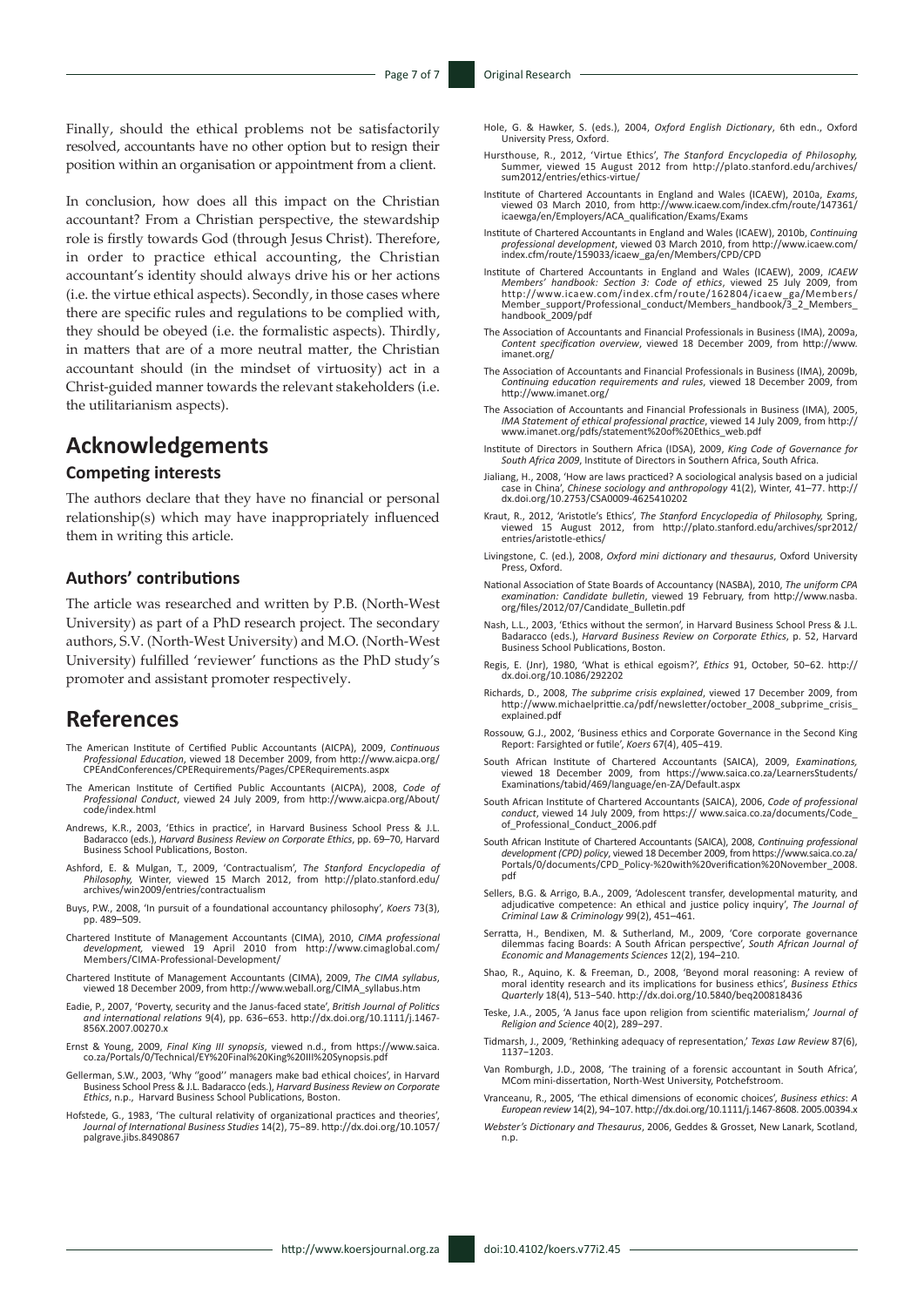Finally, should the ethical problems not be satisfactorily resolved, accountants have no other option but to resign their position within an organisation or appointment from a client.

In conclusion, how does all this impact on the Christian accountant? From a Christian perspective, the stewardship role is firstly towards God (through Jesus Christ). Therefore, in order to practice ethical accounting, the Christian accountant's identity should always drive his or her actions (i.e. the virtue ethical aspects). Secondly, in those cases where there are specific rules and regulations to be complied with, they should be obeyed (i.e. the formalistic aspects). Thirdly, in matters that are of a more neutral matter, the Christian accountant should (in the mindset of virtuosity) act in a Christ-guided manner towards the relevant stakeholders (i.e. the utilitarianism aspects).

# Acknowledgements

## Competing interests

The authors declare that they have no financial or personal relationship(s) which may have inappropriately influenced them in writing this article.

## Authors' contributions

The article was researched and written by P.B. (North-West University) as part of a PhD research project. The secondary authors, S.V. (North-West University) and M.O. (North-West University) fulfilled 'reviewer' functions as the PhD study's promoter and assistant promoter respectively.

# References

The American Institute of Certified Public Accountants (AICPA), 2009, *Continuous Professional Education*, viewed 18 December 2009, from http://www.aicpa.org/CPEAndConferences/CPERequirements/Pages/CPERequirements.aspx

The American Institute of Certified Public Accountants (AICPA), 2008, *Code of Professional Conduct*, viewed 24 July 2009, from http://www.aicpa.org/About/code/index.html

Andrews, K.R., 2003, 'Ethics in practice', in Harvard Business School Press & J.L. Badaracco (eds.), *Harvard Business Review on Corporate Ethics*, pp. 69–70, Harvard Business School Publications, Boston.

Ashford, E. & Mulgan, T., 2009, 'Contractualism', *The Stanford Encyclopedia of Philosophy,* Winter, viewed 15 March 2012, from http://plato.stanford.edu/archives/win2009/entries/contractualism

Buys, P.W., 2008, 'In pursuit of a foundational accountancy philosophy', *Koers* 73(3), pp. 489–509.

Chartered Institute of Management Accountants (CIMA), 2010, *CIMA professional development,* viewed 19 April 2010 from http://www.cimaglobal.com/Members/CIMA-Professional-Development/

Chartered Institute of Management Accountants (CIMA), 2009, *The CIMA syllabus*, viewed 18 December 2009, from http://www.weball.org/CIMA_syllabus.htm

Eadie, P., 2007, 'Poverty, security and the Janus-faced state', *British Journal of Politics and international relations* 9(4), pp. 636–653. http://dx.doi.org/10.1111/j.1467-856X.2007.00270.x

Ernst & Young, 2009, *Final King III synopsis*, viewed n.d., from https://www.saica.co.za/Portals/0/Technical/EY%20Final%20King%20III%20Synopsis.pdf

Gellerman, S.W., 2003, 'Why ''good'' managers make bad ethical choices', in Harvard Business School Press & J.L. Badaracco (eds.), *Harvard Business Review on Corporate Ethics*, n.p., Harvard Business School Publications, Boston.

Hofstede, G., 1983, 'The cultural relativity of organizational practices and theories', *Journal of International Business Studies* 14(2), 75–89. http://dx.doi.org/10.1057/palgrave.jibs.8490867

Hole, G. & Hawker, S. (eds.), 2004, *Oxford English Dictionary*, 6th edn., Oxford University Press, Oxford.

Hursthouse, R., 2012, 'Virtue Ethics', *The Stanford Encyclopedia of Philosophy,* Summer, viewed 15 August 2012 from http://plato.stanford.edu/archives/sum2012/entries/ethics-virtue/

Institute of Chartered Accountants in England and Wales (ICAEW), 2010a, *Exams*, viewed 03 March 2010, from http://www.icaew.com/index.cfm/route/147361/icaewga/en/Employers/ACA_qualification/Exams/Exams

Institute of Chartered Accountants in England and Wales (ICAEW), 2010b, *Continuing professional development*, viewed 03 March 2010, from http://www.icaew.com/index.cfm/route/159033/icaew_ga/en/Members/CPD/CPD

Institute of Chartered Accountants in England and Wales (ICAEW), 2009, *ICAEW Members' handbook: Section 3: Code of ethics*, viewed 25 July 2009, from http://www.icaew.com/index.cfm/route/162804/icaew_ga/Members/Member_support/Professional_conduct/Members_handbook/3_2_Members_handbook_2009/pdf

The Association of Accountants and Financial Professionals in Business (IMA), 2009a, *Content specification overview*, viewed 18 December 2009, from http://www.imanet.org/

The Association of Accountants and Financial Professionals in Business (IMA), 2009b, *Continuing education requirements and rules*, viewed 18 December 2009, from http://www.imanet.org/

The Association of Accountants and Financial Professionals in Business (IMA), 2005, *IMA Statement of ethical professional practice*, viewed 14 July 2009, from http://www.imanet.org/pdfs/statement%20of%20Ethics_web.pdf

Institute of Directors in Southern Africa (IDSA), 2009, *King Code of Governance for South Africa 2009*, Institute of Directors in Southern Africa, South Africa.

Jialiang, H., 2008, 'How are laws practiced? A sociological analysis based on a judicial case in China', *Chinese sociology and anthropology* 41(2), Winter, 41–77. http://dx.doi.org/10.2753/CSA0009-4625410202

Kraut, R., 2012, 'Aristotle's Ethics', *The Stanford Encyclopedia of Philosophy,* Spring, viewed 15 August 2012, from http://plato.stanford.edu/archives/spr2012/entries/aristotle-ethics/

Livingstone, C. (ed.), 2008, *Oxford mini dictionary and thesaurus*, Oxford University Press, Oxford.

National Association of State Boards of Accountancy (NASBA), 2010, *The uniform CPA examination: Candidate bulletin*, viewed 19 February, from http://www.nasba.org/files/2012/07/Candidate_Bulletin.pdf

Nash, L.L., 2003, 'Ethics without the sermon', in Harvard Business School Press & J.L. Badaracco (eds.), *Harvard Business Review on Corporate Ethics*, p. 52, Harvard Business School Publications, Boston.

Regis, E. (Jnr), 1980, 'What is ethical egoism?', *Ethics* 91, October, 50–62. http://dx.doi.org/10.1086/292202

Richards, D., 2008, *The subprime crisis explained*, viewed 17 December 2009, from http://www.michaelprittie.ca/pdf/newsletter/october_2008_subprime_crisis_explained.pdf

Rossouw, G.J., 2002, 'Business ethics and Corporate Governance in the Second King Report: Farsighted or futile', *Koers* 67(4), 405–419.

South African Institute of Chartered Accountants (SAICA), 2009, *Examinations,* viewed 18 December 2009, from https://www.saica.co.za/LearnersStudents/Examinations/tabid/469/language/en-ZA/Default.aspx

South African Institute of Chartered Accountants (SAICA), 2006, *Code of professional conduct*, viewed 14 July 2009, from https:// www.saica.co.za/documents/Code_of_Professional_Conduct_2006.pdf

South African Institute of Chartered Accountants (SAICA), 2008, *Continuing professional development (CPD) policy*, viewed 18 December 2009, from https://www.saica.co.za/Portals/0/documents/CPD_Policy-%20with%20verification%20November_2008.pdf

Sellers, B.G. & Arrigo, B.A., 2009, 'Adolescent transfer, developmental maturity, and adjudicative competence: An ethical and justice policy inquiry', *The Journal of Criminal Law & Criminology* 99(2), 451–461.

Serratta, H., Bendixen, M. & Sutherland, M., 2009, 'Core corporate governance dilemmas facing Boards: A South African perspective', *South African Journal of Economic and Managements Sciences* 12(2), 194–210.

Shao, R., Aquino, K. & Freeman, D., 2008, 'Beyond moral reasoning: A review of moral identity research and its implications for business ethics', *Business Ethics Quarterly* 18(4), 513–540. http://dx.doi.org/10.5840/beq200818436

Teske, J.A., 2005, 'A Janus face upon religion from scientific materialism,' *Journal of Religion and Science* 40(2), 289–297.

Tidmarsh, J., 2009, 'Rethinking adequacy of representation,' *Texas Law Review* 87(6), 1137–1203.

Van Romburgh, J.D., 2008, 'The training of a forensic accountant in South Africa', MCom mini-dissertation, North-West University, Potchefstroom.

Vranceanu, R., 2005, 'The ethical dimensions of economic choices', *Business ethics: A European review* 14(2), 94–107. http://dx.doi.org/10.1111/j.1467-8608. 2005.00394.x

*Webster's Dictionary and Thesaurus*, 2006, Geddes & Grosset, New Lanark, Scotland, n.p.